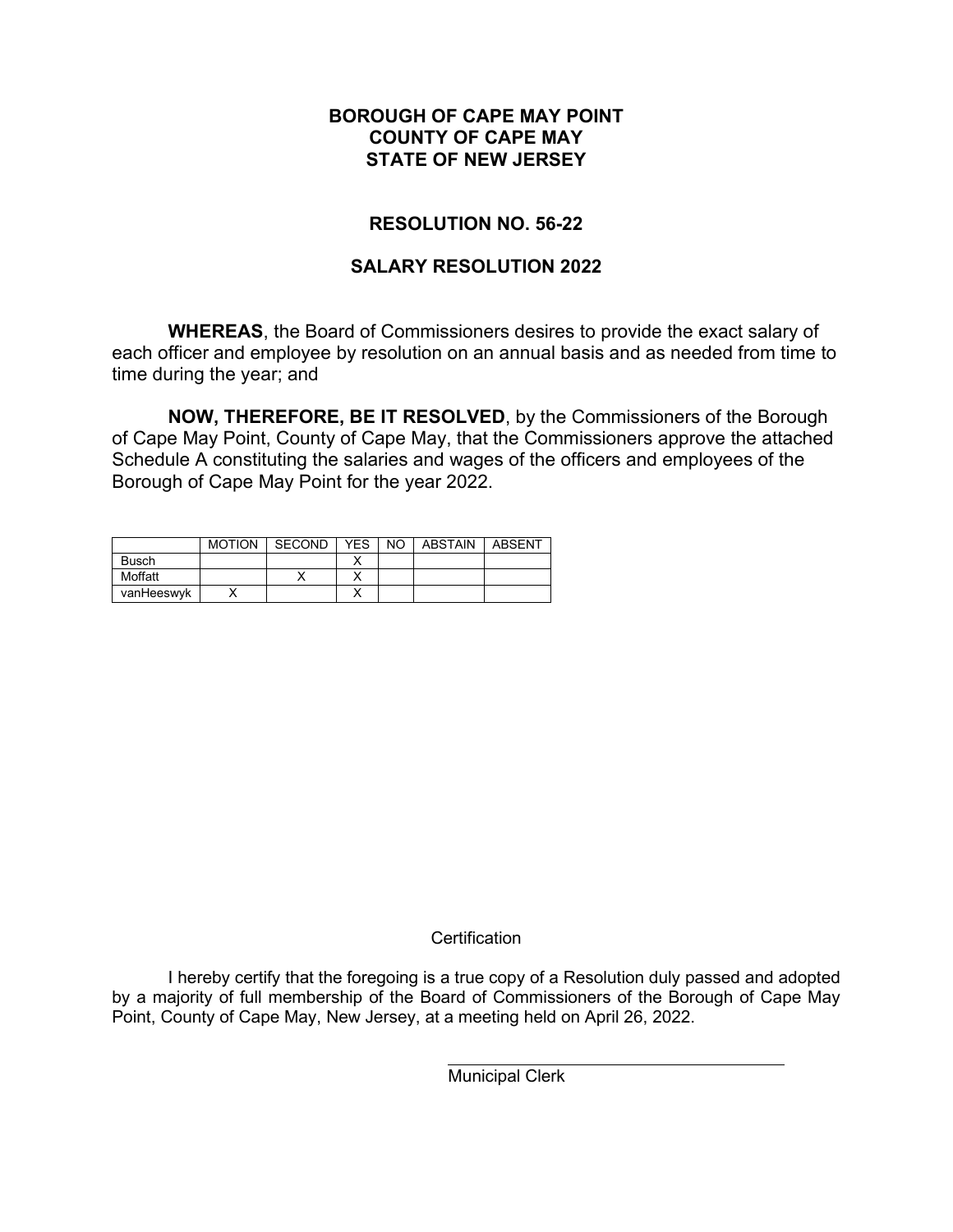**BOROUGH OF CAPE MAY POINT**
**COUNTY OF CAPE MAY**
**STATE OF NEW JERSEY**

**RESOLUTION NO. 56-22**

**SALARY RESOLUTION 2022**

**WHEREAS**, the Board of Commissioners desires to provide the exact salary of each officer and employee by resolution on an annual basis and as needed from time to time during the year; and

**NOW, THEREFORE, BE IT RESOLVED**, by the Commissioners of the Borough of Cape May Point, County of Cape May, that the Commissioners approve the attached Schedule A constituting the salaries and wages of the officers and employees of the Borough of Cape May Point for the year 2022.

| | MOTION | SECOND | YES | NO | ABSTAIN | ABSENT |
|---|---|---|---|---|---|---|
| Busch | | | X | | | |
| Moffatt | | X | X | | | |
| vanHeeswyk | X | | X | | | |

Certification

I hereby certify that the foregoing is a true copy of a Resolution duly passed and adopted by a majority of full membership of the Board of Commissioners of the Borough of Cape May Point, County of Cape May, New Jersey, at a meeting held on April 26, 2022.

\_\_\_\_\_\_\_\_\_\_\_\_\_\_\_\_\_\_\_\_\_\_\_\_\_\_\_\_\_\_\_\_\_\_\_\_\_\_\_\_
Municipal Clerk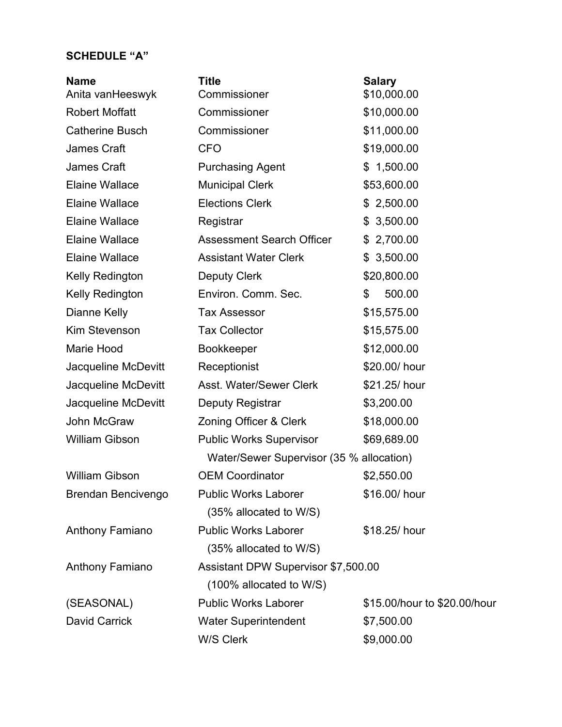**SCHEDULE "A"**

| Name | Title | Salary |
|---|---|---|
| Anita vanHeeswyk | Commissioner | $10,000.00 |
| Robert Moffatt | Commissioner | $10,000.00 |
| Catherine Busch | Commissioner | $11,000.00 |
| James Craft | CFO | $19,000.00 |
| James Craft | Purchasing Agent | $ 1,500.00 |
| Elaine Wallace | Municipal Clerk | $53,600.00 |
| Elaine Wallace | Elections Clerk | $ 2,500.00 |
| Elaine Wallace | Registrar | $ 3,500.00 |
| Elaine Wallace | Assessment Search Officer | $ 2,700.00 |
| Elaine Wallace | Assistant Water Clerk | $ 3,500.00 |
| Kelly Redington | Deputy Clerk | $20,800.00 |
| Kelly Redington | Environ. Comm. Sec. | $ 500.00 |
| Dianne Kelly | Tax Assessor | $15,575.00 |
| Kim Stevenson | Tax Collector | $15,575.00 |
| Marie Hood | Bookkeeper | $12,000.00 |
| Jacqueline McDevitt | Receptionist | $20.00/ hour |
| Jacqueline McDevitt | Asst. Water/Sewer Clerk | $21.25/ hour |
| Jacqueline McDevitt | Deputy Registrar | $3,200.00 |
| John McGraw | Zoning Officer & Clerk | $18,000.00 |
| William Gibson | Public Works Supervisor | $69,689.00 |
| | Water/Sewer Supervisor (35 % allocation) | |
| William Gibson | OEM Coordinator | $2,550.00 |
| Brendan Bencivengo | Public Works Laborer | $16.00/ hour |
| | (35% allocated to W/S) | |
| Anthony Famiano | Public Works Laborer | $18.25/ hour |
| | (35% allocated to W/S) | |
| Anthony Famiano | Assistant DPW Supervisor | $7,500.00 |
| | (100% allocated to W/S) | |
| (SEASONAL) | Public Works Laborer | $15.00/hour to $20.00/hour |
| David Carrick | Water Superintendent | $7,500.00 |
| | W/S Clerk | $9,000.00 |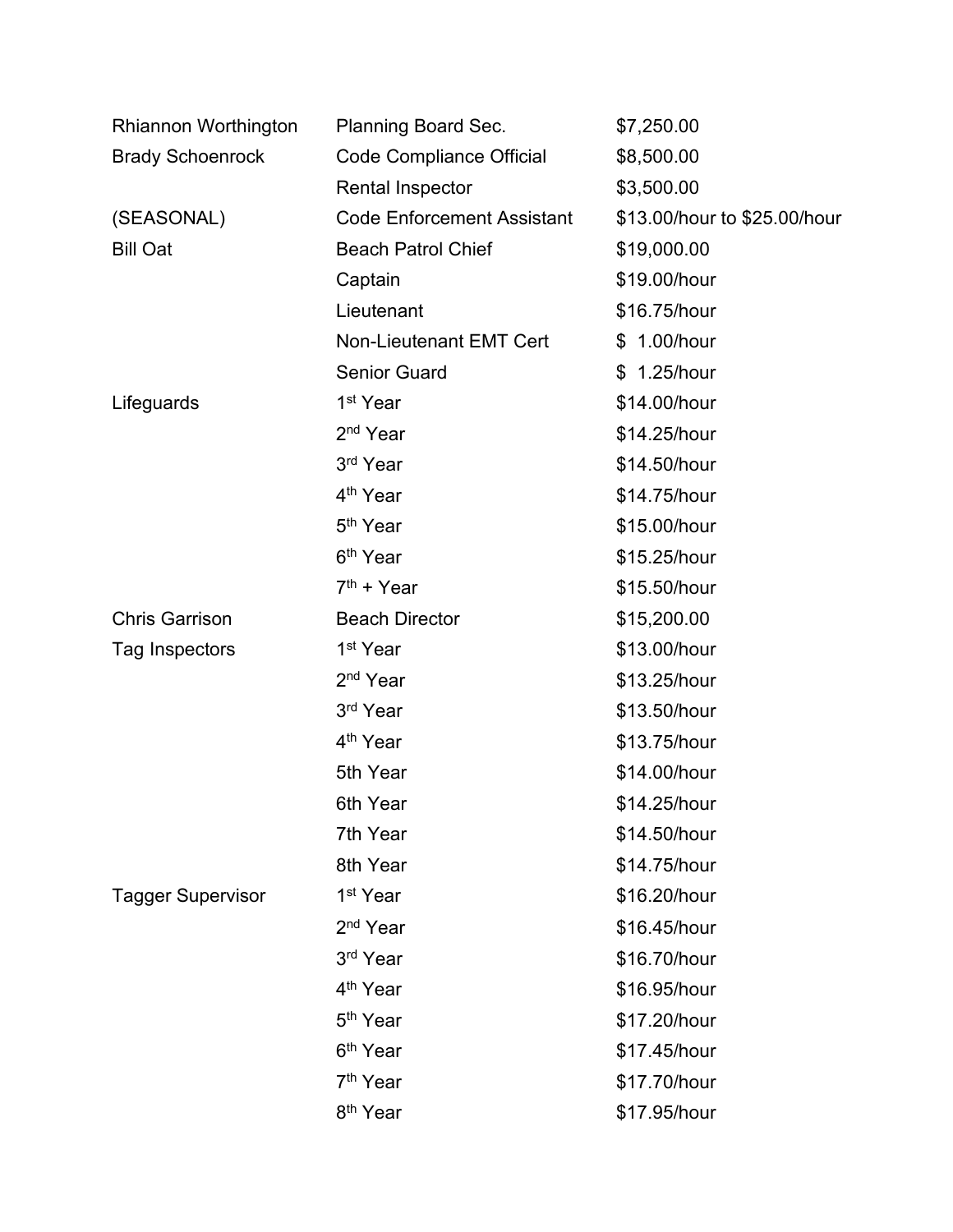| | | |
|---|---|---|
| Rhiannon Worthington | Planning Board Sec. | $7,250.00 |
| Brady Schoenrock | Code Compliance Official | $8,500.00 |
| | Rental Inspector | $3,500.00 |
| (SEASONAL) | Code Enforcement Assistant | $13.00/hour to $25.00/hour |
| Bill Oat | Beach Patrol Chief | $19,000.00 |
| | Captain | $19.00/hour |
| | Lieutenant | $16.75/hour |
| | Non-Lieutenant EMT Cert | $ 1.00/hour |
| | Senior Guard | $ 1.25/hour |
| Lifeguards | 1st Year | $14.00/hour |
| | 2nd Year | $14.25/hour |
| | 3rd Year | $14.50/hour |
| | 4th Year | $14.75/hour |
| | 5th Year | $15.00/hour |
| | 6th Year | $15.25/hour |
| | 7th + Year | $15.50/hour |
| Chris Garrison | Beach Director | $15,200.00 |
| Tag Inspectors | 1st Year | $13.00/hour |
| | 2nd Year | $13.25/hour |
| | 3rd Year | $13.50/hour |
| | 4th Year | $13.75/hour |
| | 5th Year | $14.00/hour |
| | 6th Year | $14.25/hour |
| | 7th Year | $14.50/hour |
| | 8th Year | $14.75/hour |
| Tagger Supervisor | 1st Year | $16.20/hour |
| | 2nd Year | $16.45/hour |
| | 3rd Year | $16.70/hour |
| | 4th Year | $16.95/hour |
| | 5th Year | $17.20/hour |
| | 6th Year | $17.45/hour |
| | 7th Year | $17.70/hour |
| | 8th Year | $17.95/hour |